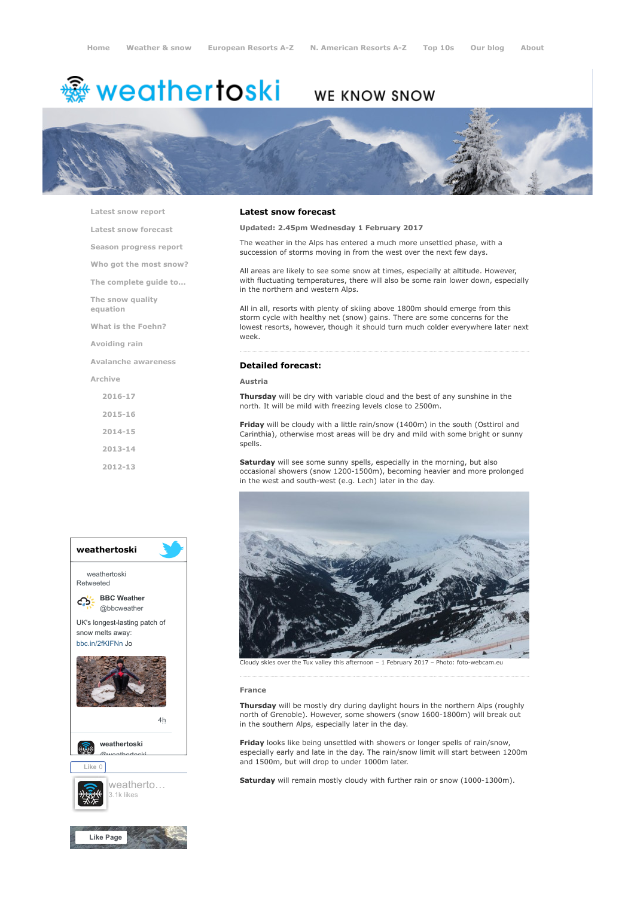Home Weather & snow European Resorts A-Z N. American Resorts A-Z Top 10s Our blog About

# weathertoski WE KNOW SNOW

- Latest snow report
- Latest snow forecast
- Season progress report
- Who got the most snow?
- The complete guide to...
- The snow quality equation
- What is the Foehn?
- Avoiding rain
- Avalanche awareness
- Archive
  - 2016-17
  - 2015-16
  - 2014-15
  - 2013-14
  - 2012-13

## Latest snow forecast

**Updated: 2.45pm Wednesday 1 February 2017**

The weather in the Alps has entered a much more unsettled phase, with a succession of storms moving in from the west over the next few days.

All areas are likely to see some snow at times, especially at altitude. However, with fluctuating temperatures, there will also be some rain lower down, especially in the northern and western Alps.

All in all, resorts with plenty of skiing above 1800m should emerge from this storm cycle with healthy net (snow) gains. There are some concerns for the lowest resorts, however, though it should turn much colder everywhere later next week.

## Detailed forecast:

### Austria

**Thursday** will be dry with variable cloud and the best of any sunshine in the north. It will be mild with freezing levels close to 2500m.

**Friday** will be cloudy with a little rain/snow (1400m) in the south (Osttirol and Carinthia), otherwise most areas will be dry and mild with some bright or sunny spells.

**Saturday** will see some sunny spells, especially in the morning, but also occasional showers (snow 1200-1500m), becoming heavier and more prolonged in the west and south-west (e.g. Lech) later in the day.

Cloudy skies over the Tux valley this afternoon – 1 February 2017 – Photo: foto-webcam.eu

### France

**Thursday** will be mostly dry during daylight hours in the northern Alps (roughly north of Grenoble). However, some showers (snow 1600-1800m) will break out in the southern Alps, especially later in the day.

**Friday** looks like being unsettled with showers or longer spells of rain/snow, especially early and late in the day. The rain/snow limit will start between 1200m and 1500m, but will drop to under 1000m later.

**Saturday** will remain mostly cloudy with further rain or snow (1000-1300m).

weathertoski

weathertoski Retweeted

BBC Weather @bbcweather

UK's longest-lasting patch of snow melts away: bbc.in/2fKIFNn Jo

4h

weathertoski @weathertoski

Like 0

weatherto... 3.1k likes

Like Page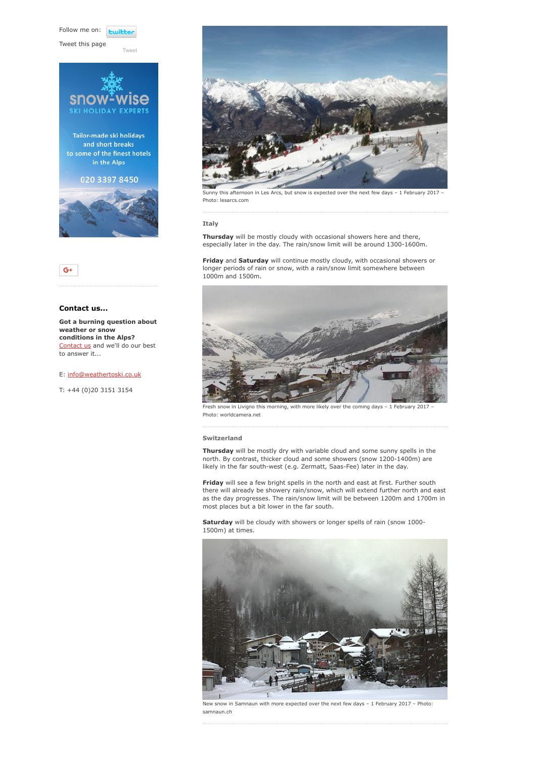Follow me on: twitter

Tweet this page

Tweet

snow-wise
SKI HOLIDAY EXPERTS

Tailor-made ski holidays and short breaks to some of the finest hotels in the Alps

020 3397 8450

G+

## Contact us...

**Got a burning question about weather or snow conditions in the Alps?** Contact us and we'll do our best to answer it...

E: info@weathertoski.co.uk

T: +44 (0)20 3151 3154

Sunny this afternoon in Les Arcs, but snow is expected over the next few days – 1 February 2017 – Photo: lesarcs.com

### Italy

**Thursday** will be mostly cloudy with occasional showers here and there, especially later in the day. The rain/snow limit will be around 1300-1600m.

**Friday** and **Saturday** will continue mostly cloudy, with occasional showers or longer periods of rain or snow, with a rain/snow limit somewhere between 1000m and 1500m.

Fresh snow in Livigno this morning, with more likely over the coming days – 1 February 2017 – Photo: worldcamera.net

### Switzerland

**Thursday** will be mostly dry with variable cloud and some sunny spells in the north. By contrast, thicker cloud and some showers (snow 1200-1400m) are likely in the far south-west (e.g. Zermatt, Saas-Fee) later in the day.

**Friday** will see a few bright spells in the north and east at first. Further south there will already be showery rain/snow, which will extend further north and east as the day progresses. The rain/snow limit will be between 1200m and 1700m in most places but a bit lower in the far south.

**Saturday** will be cloudy with showers or longer spells of rain (snow 1000-1500m) at times.

New snow in Samnaun with more expected over the next few days – 1 February 2017 – Photo: samnaun.ch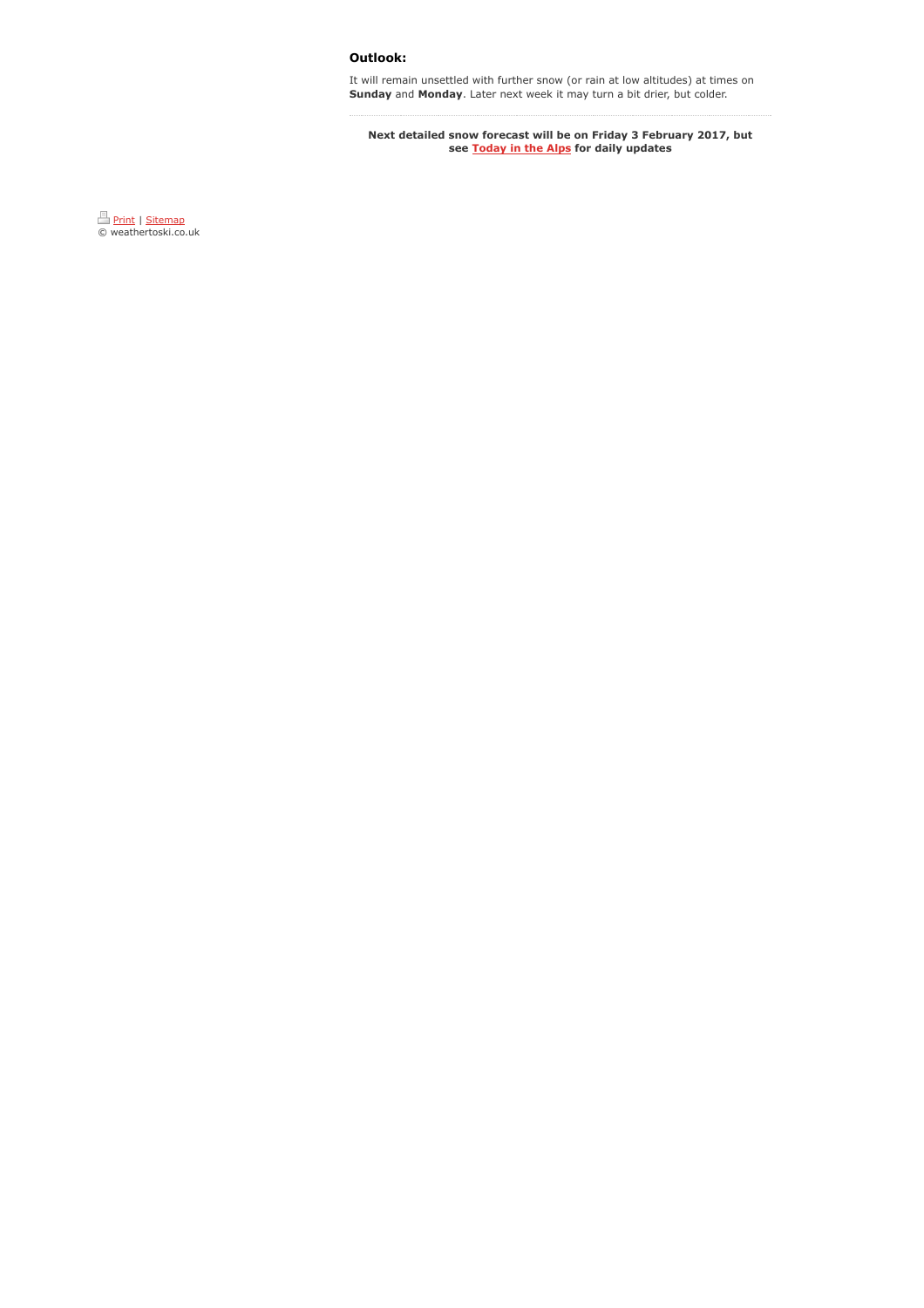### Outlook:

It will remain unsettled with further snow (or rain at low altitudes) at times on **Sunday** and **Monday**. Later next week it may turn a bit drier, but colder.

---

**Next detailed snow forecast will be on Friday 3 February 2017, but see Today in the Alps for daily updates**

Print | Sitemap
© weathertoski.co.uk